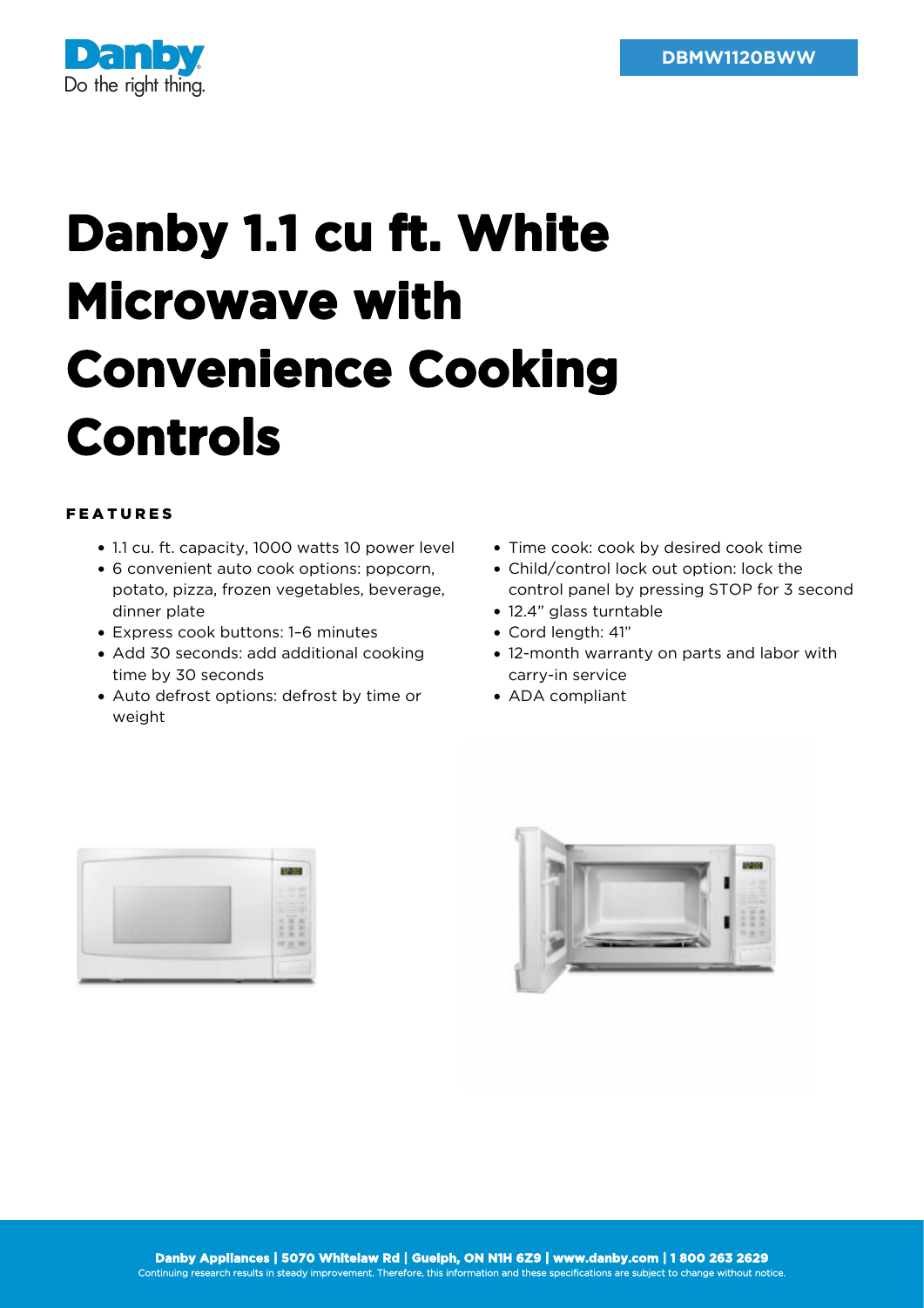Danby
Do the right thing.

DBMW1120BWW

# Danby 1.1 cu ft. White Microwave with Convenience Cooking Controls

## FEATURES

- 1.1 cu. ft. capacity, 1000 watts 10 power level
- 6 convenient auto cook options: popcorn, potato, pizza, frozen vegetables, beverage, dinner plate
- Express cook buttons: 1–6 minutes
- Add 30 seconds: add additional cooking time by 30 seconds
- Auto defrost options: defrost by time or weight
- Time cook: cook by desired cook time
- Child/control lock out option: lock the control panel by pressing STOP for 3 second
- 12.4" glass turntable
- Cord length: 41"
- 12-month warranty on parts and labor with carry-in service
- ADA compliant

**Danby Appliances | 5070 Whitelaw Rd | Guelph, ON N1H 6Z9 | www.danby.com | 1 800 263 2629**

Continuing research results in steady improvement. Therefore, this information and these specifications are subject to change without notice.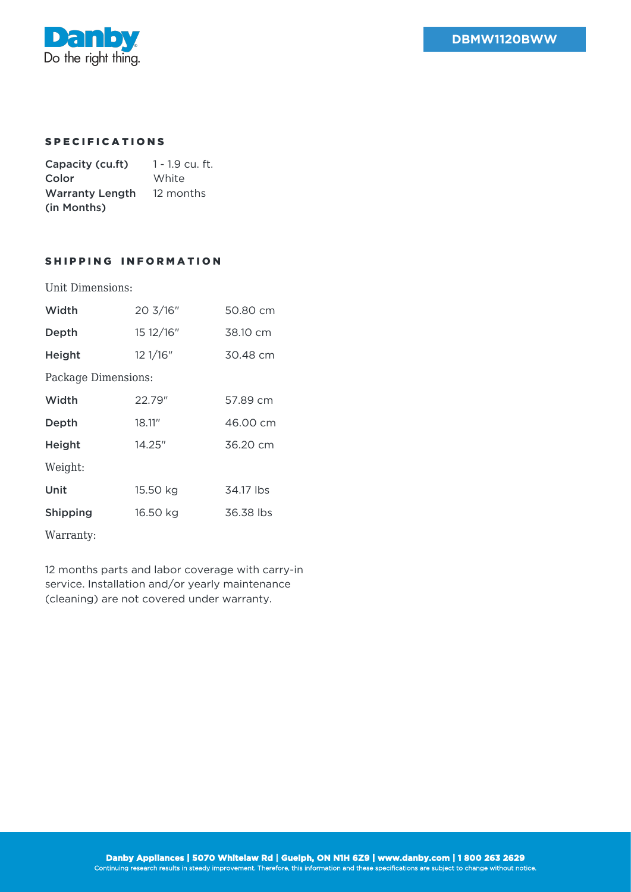**DBMW1120BWW**

## SPECIFICATIONS

| | |
|---|---|
| **Capacity (cu.ft)** | 1 - 1.9 cu. ft. |
| **Color** | White |
| **Warranty Length (in Months)** | 12 months |

## SHIPPING INFORMATION

Unit Dimensions:

| | | |
|---|---|---|
| **Width** | 20 3/16" | 50.80 cm |
| **Depth** | 15 12/16" | 38.10 cm |
| **Height** | 12 1/16" | 30.48 cm |

Package Dimensions:

| | | |
|---|---|---|
| **Width** | 22.79" | 57.89 cm |
| **Depth** | 18.11" | 46.00 cm |
| **Height** | 14.25" | 36.20 cm |

Weight:

| | | |
|---|---|---|
| **Unit** | 15.50 kg | 34.17 lbs |
| **Shipping** | 16.50 kg | 36.38 lbs |

Warranty:

12 months parts and labor coverage with carry-in service. Installation and/or yearly maintenance (cleaning) are not covered under warranty.

**Danby Appliances | 5070 Whitelaw Rd | Guelph, ON N1H 6Z9 | www.danby.com | 1 800 263 2629**
Continuing research results in steady improvement. Therefore, this information and these specifications are subject to change without notice.